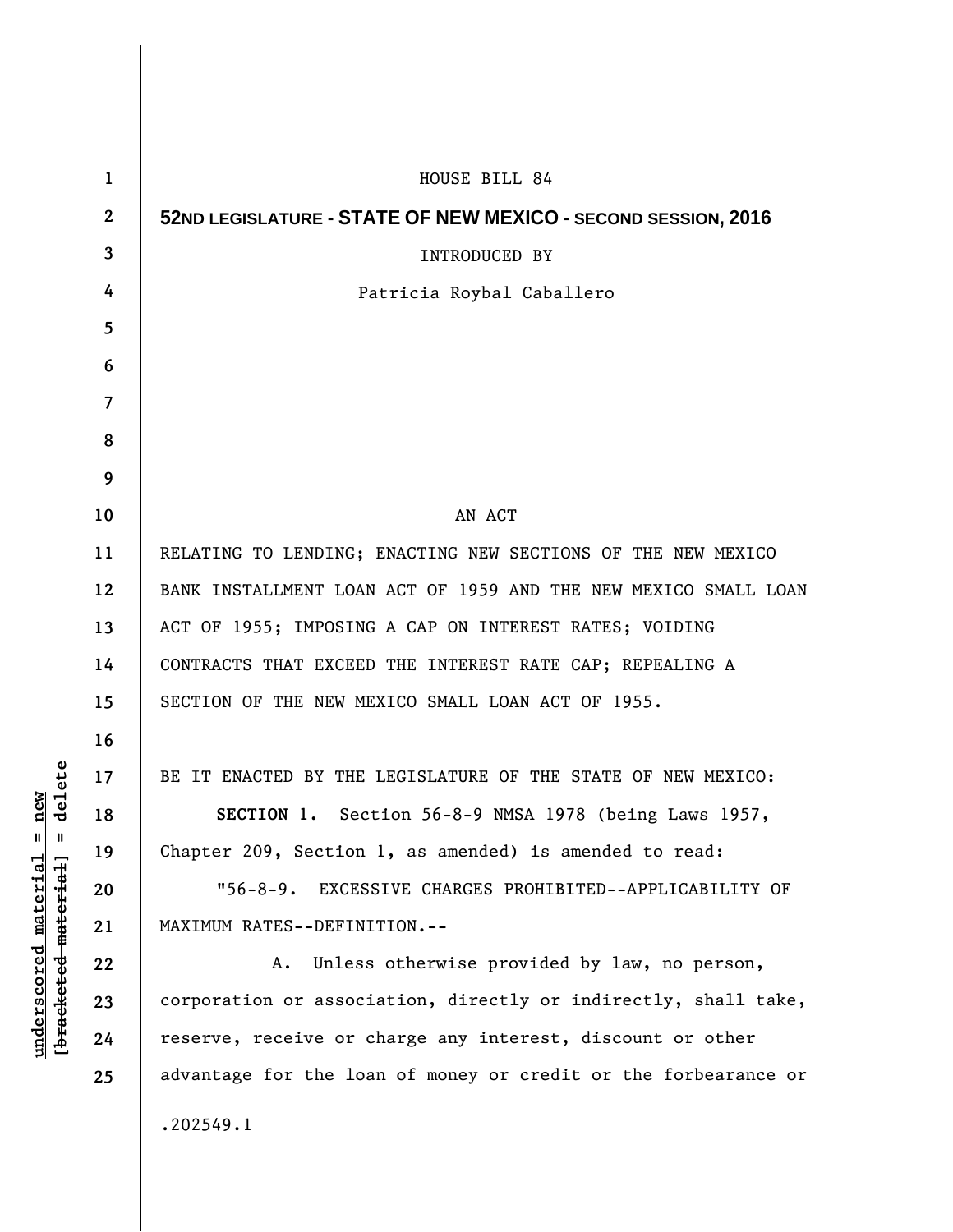HOUSE BILL 84

**52ND LEGISLATURE - STATE OF NEW MEXICO - SECOND SESSION, 2016**

INTRODUCED BY

Patricia Roybal Caballero

AN ACT

RELATING TO LENDING; ENACTING NEW SECTIONS OF THE NEW MEXICO BANK INSTALLMENT LOAN ACT OF 1959 AND THE NEW MEXICO SMALL LOAN ACT OF 1955; IMPOSING A CAP ON INTEREST RATES; VOIDING CONTRACTS THAT EXCEED THE INTEREST RATE CAP; REPEALING A SECTION OF THE NEW MEXICO SMALL LOAN ACT OF 1955.

BE IT ENACTED BY THE LEGISLATURE OF THE STATE OF NEW MEXICO:

**SECTION 1.** Section 56-8-9 NMSA 1978 (being Laws 1957, Chapter 209, Section 1, as amended) is amended to read:

"56-8-9. EXCESSIVE CHARGES PROHIBITED--APPLICABILITY OF MAXIMUM RATES--DEFINITION.--

A. Unless otherwise provided by law, no person, corporation or association, directly or indirectly, shall take, reserve, receive or charge any interest, discount or other advantage for the loan of money or credit or the forbearance or

.202549.1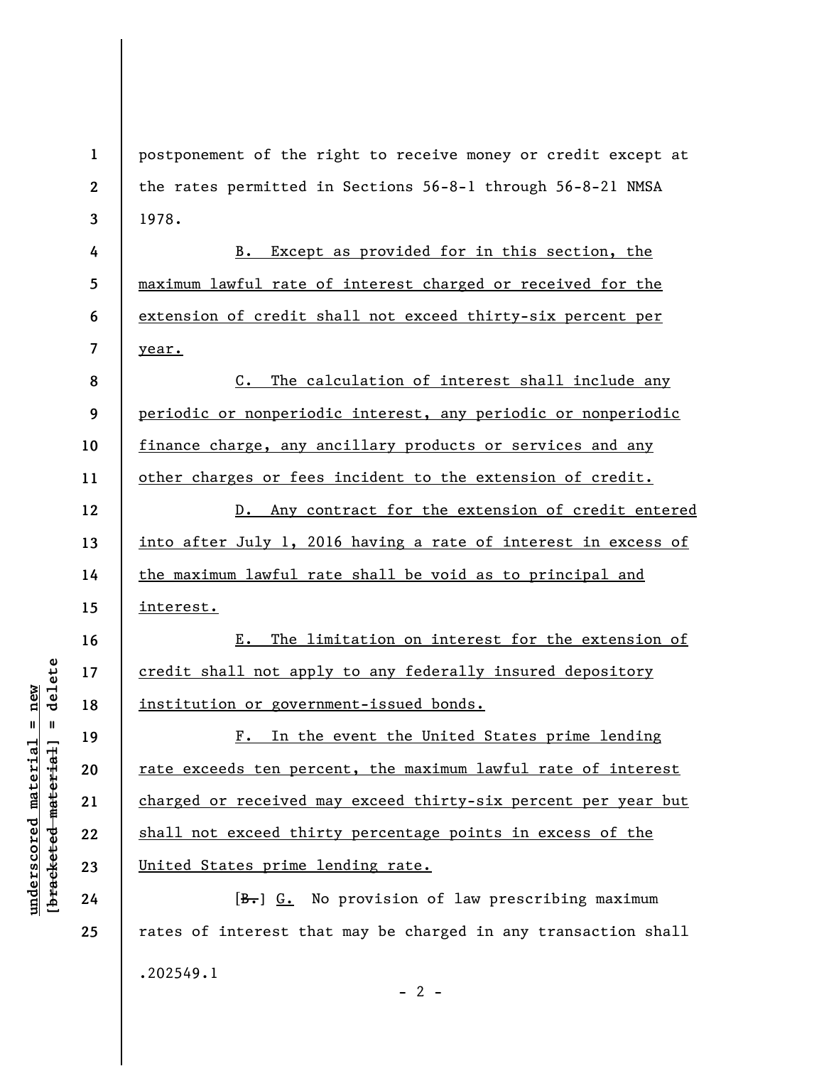postponement of the right to receive money or credit except at the rates permitted in Sections 56-8-1 through 56-8-21 NMSA 1978.

B. Except as provided for in this section, the maximum lawful rate of interest charged or received for the extension of credit shall not exceed thirty-six percent per year.

C. The calculation of interest shall include any periodic or nonperiodic interest, any periodic or nonperiodic finance charge, any ancillary products or services and any other charges or fees incident to the extension of credit.

D. Any contract for the extension of credit entered into after July 1, 2016 having a rate of interest in excess of the maximum lawful rate shall be void as to principal and interest.

E. The limitation on interest for the extension of credit shall not apply to any federally insured depository institution or government-issued bonds.

F. In the event the United States prime lending rate exceeds ten percent, the maximum lawful rate of interest charged or received may exceed thirty-six percent per year but shall not exceed thirty percentage points in excess of the United States prime lending rate.

[~~B.~~] G. No provision of law prescribing maximum rates of interest that may be charged in any transaction shall

.202549.1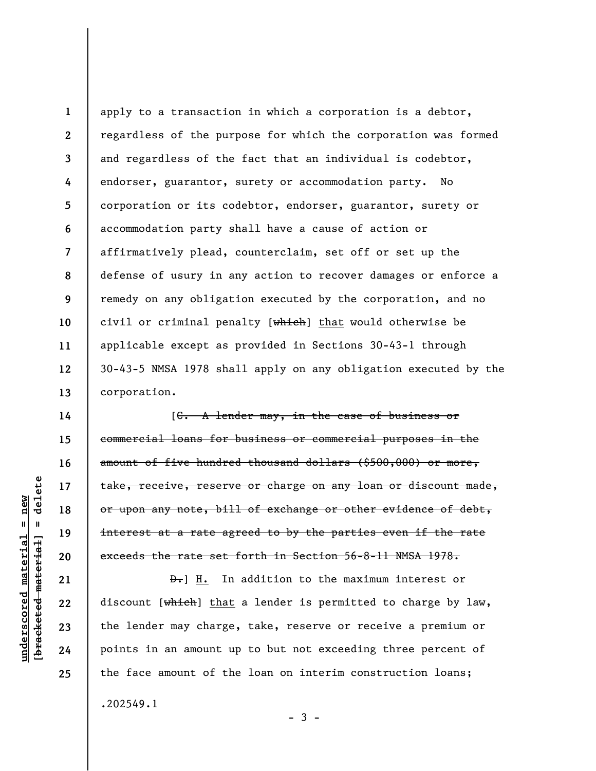apply to a transaction in which a corporation is a debtor, regardless of the purpose for which the corporation was formed and regardless of the fact that an individual is codebtor, endorser, guarantor, surety or accommodation party. No corporation or its codebtor, endorser, guarantor, surety or accommodation party shall have a cause of action or affirmatively plead, counterclaim, set off or set up the defense of usury in any action to recover damages or enforce a remedy on any obligation executed by the corporation, and no civil or criminal penalty [~~which~~] <u>that</u> would otherwise be applicable except as provided in Sections 30-43-1 through 30-43-5 NMSA 1978 shall apply on any obligation executed by the corporation.

[~~C. A lender may, in the case of business or commercial loans for business or commercial purposes in the amount of five hundred thousand dollars ($500,000) or more, take, receive, reserve or charge on any loan or discount made, or upon any note, bill of exchange or other evidence of debt, interest at a rate agreed to by the parties even if the rate exceeds the rate set forth in Section 56-8-11 NMSA 1978.~~

~~D.~~] <u>H.</u> In addition to the maximum interest or discount [~~which~~] <u>that</u> a lender is permitted to charge by law, the lender may charge, take, reserve or receive a premium or points in an amount up to but not exceeding three percent of the face amount of the loan on interim construction loans;

.202549.1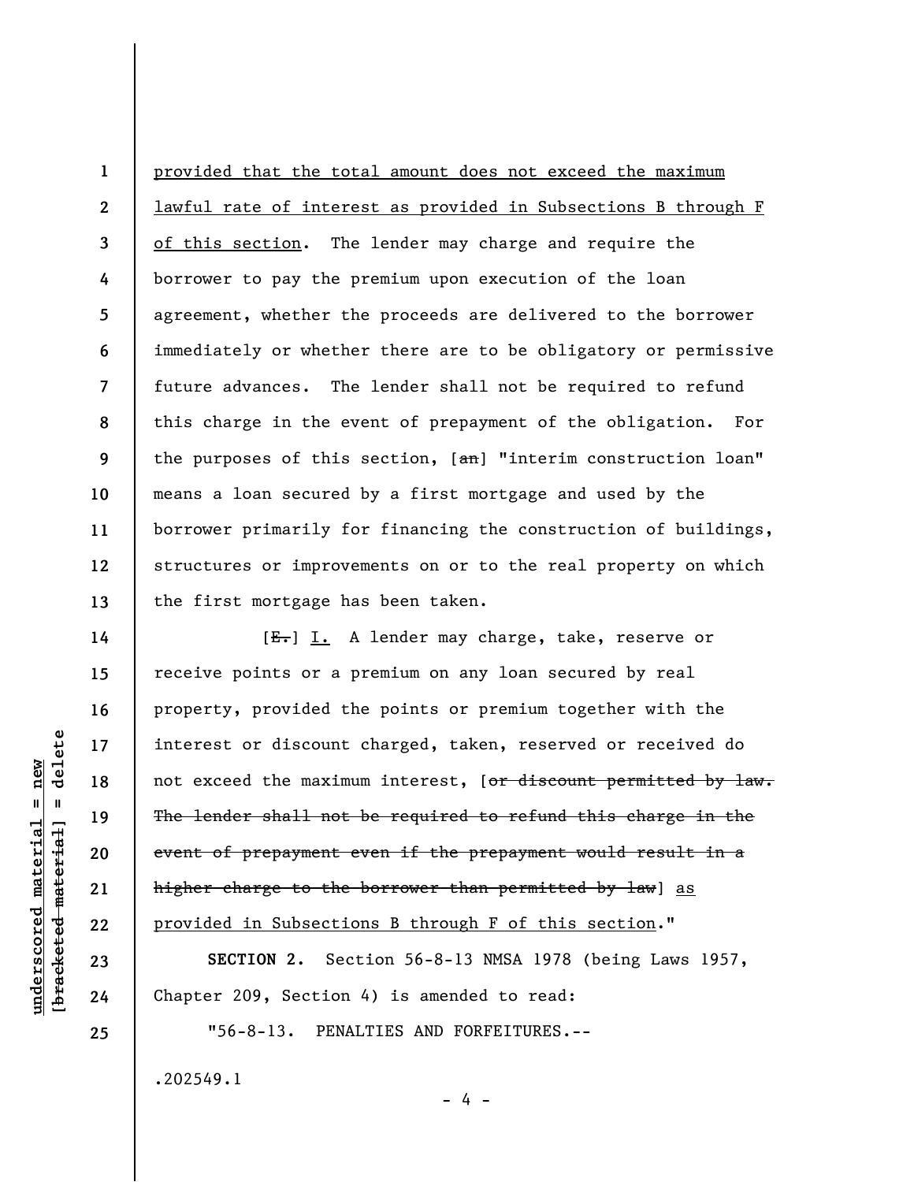provided that the total amount does not exceed the maximum lawful rate of interest as provided in Subsections B through F of this section. The lender may charge and require the borrower to pay the premium upon execution of the loan agreement, whether the proceeds are delivered to the borrower immediately or whether there are to be obligatory or permissive future advances. The lender shall not be required to refund this charge in the event of prepayment of the obligation. For the purposes of this section, [~~an~~] "interim construction loan" means a loan secured by a first mortgage and used by the borrower primarily for financing the construction of buildings, structures or improvements on or to the real property on which the first mortgage has been taken.

[~~E.~~] I. A lender may charge, take, reserve or receive points or a premium on any loan secured by real property, provided the points or premium together with the interest or discount charged, taken, reserved or received do not exceed the maximum interest, [~~or discount permitted by law. The lender shall not be required to refund this charge in the event of prepayment even if the prepayment would result in a higher charge to the borrower than permitted by law~~] as provided in Subsections B through F of this section."

**SECTION 2.** Section 56-8-13 NMSA 1978 (being Laws 1957, Chapter 209, Section 4) is amended to read:

"56-8-13. PENALTIES AND FORFEITURES.--

.202549.1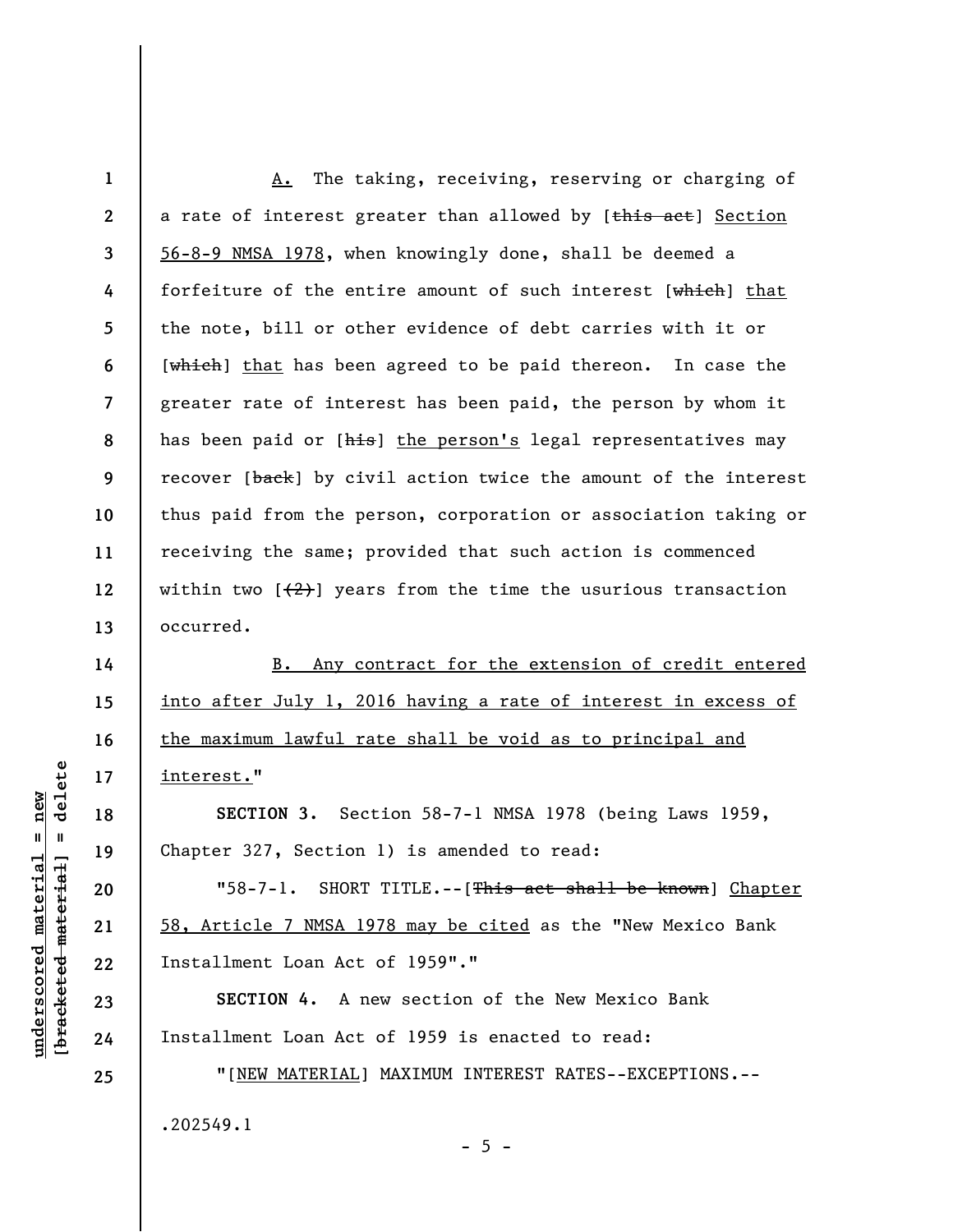A. The taking, receiving, reserving or charging of a rate of interest greater than allowed by [~~this act~~] Section 56-8-9 NMSA 1978, when knowingly done, shall be deemed a forfeiture of the entire amount of such interest [~~which~~] that the note, bill or other evidence of debt carries with it or [~~which~~] that has been agreed to be paid thereon. In case the greater rate of interest has been paid, the person by whom it has been paid or [~~his~~] the person's legal representatives may recover [~~back~~] by civil action twice the amount of the interest thus paid from the person, corporation or association taking or receiving the same; provided that such action is commenced within two [~~(2)~~] years from the time the usurious transaction occurred.

B. Any contract for the extension of credit entered into after July 1, 2016 having a rate of interest in excess of the maximum lawful rate shall be void as to principal and interest."

**SECTION 3.** Section 58-7-1 NMSA 1978 (being Laws 1959, Chapter 327, Section 1) is amended to read:

"58-7-1. SHORT TITLE.--[~~This act shall be known~~] Chapter 58, Article 7 NMSA 1978 may be cited as the "New Mexico Bank Installment Loan Act of 1959"."

**SECTION 4.** A new section of the New Mexico Bank Installment Loan Act of 1959 is enacted to read:

"[NEW MATERIAL] MAXIMUM INTEREST RATES--EXCEPTIONS.--

.202549.1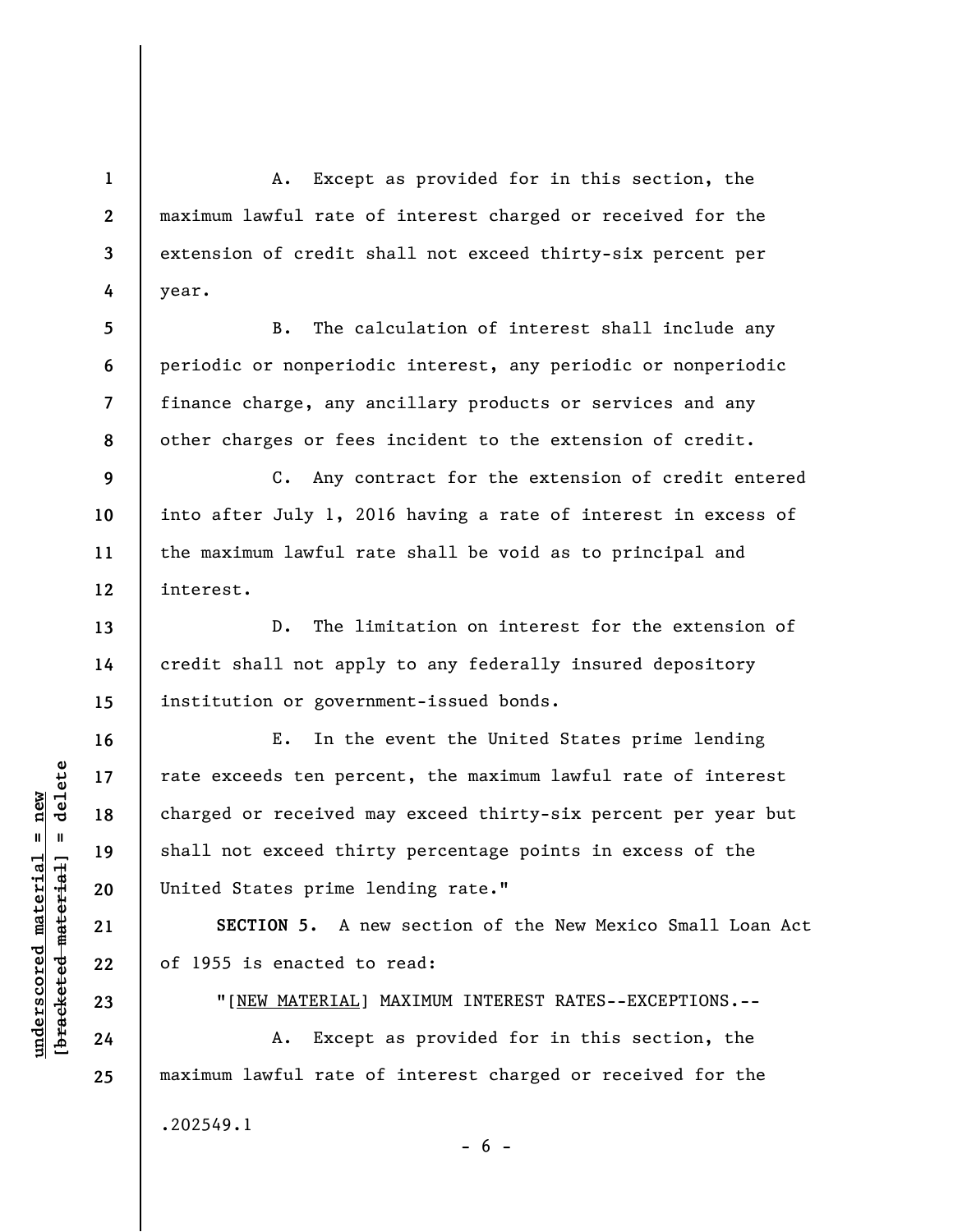A. Except as provided for in this section, the maximum lawful rate of interest charged or received for the extension of credit shall not exceed thirty-six percent per year.

B. The calculation of interest shall include any periodic or nonperiodic interest, any periodic or nonperiodic finance charge, any ancillary products or services and any other charges or fees incident to the extension of credit.

C. Any contract for the extension of credit entered into after July 1, 2016 having a rate of interest in excess of the maximum lawful rate shall be void as to principal and interest.

D. The limitation on interest for the extension of credit shall not apply to any federally insured depository institution or government-issued bonds.

E. In the event the United States prime lending rate exceeds ten percent, the maximum lawful rate of interest charged or received may exceed thirty-six percent per year but shall not exceed thirty percentage points in excess of the United States prime lending rate."

**SECTION 5.** A new section of the New Mexico Small Loan Act of 1955 is enacted to read:

"[NEW MATERIAL] MAXIMUM INTEREST RATES--EXCEPTIONS.--

A. Except as provided for in this section, the maximum lawful rate of interest charged or received for the

.202549.1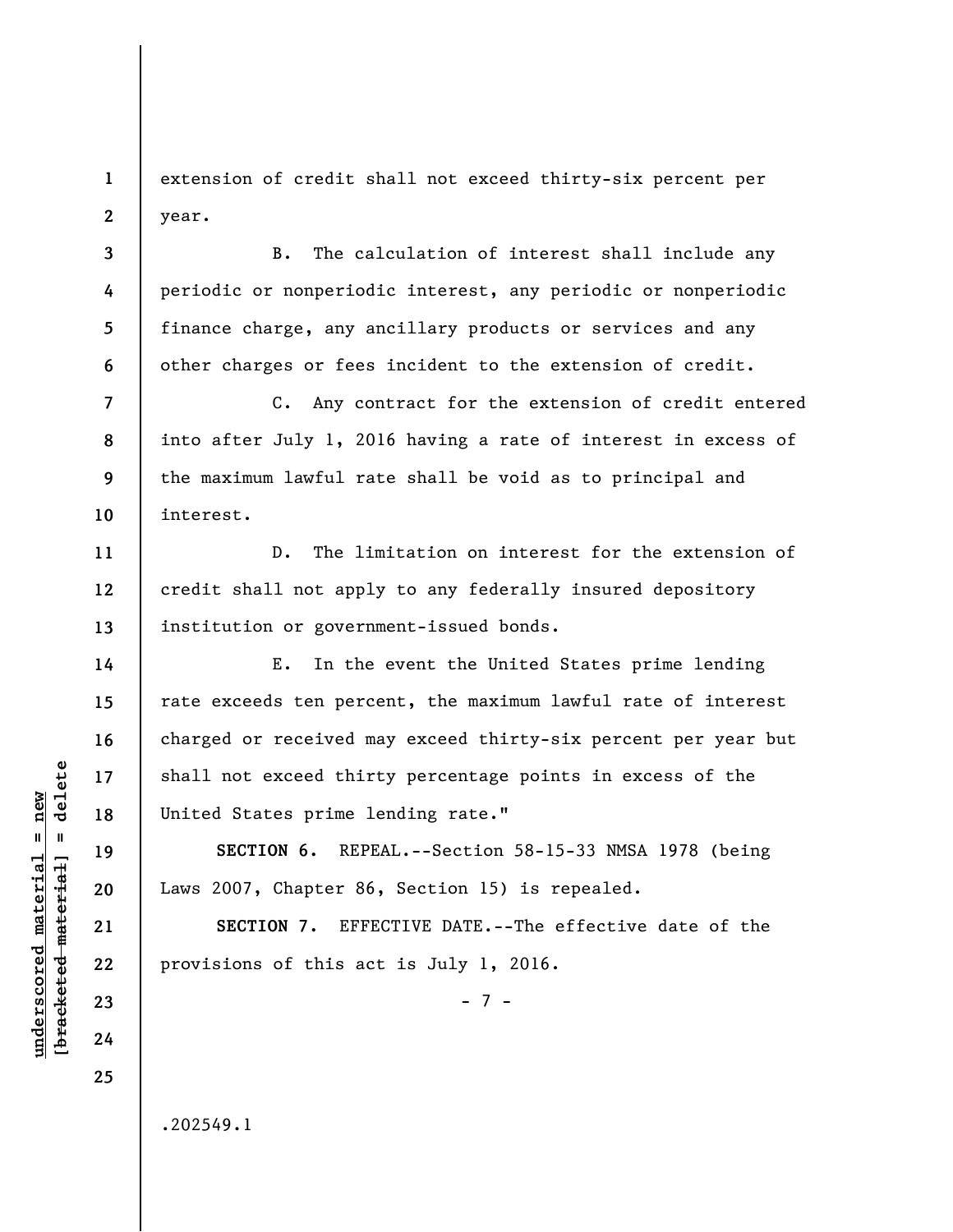extension of credit shall not exceed thirty-six percent per year.

B. The calculation of interest shall include any periodic or nonperiodic interest, any periodic or nonperiodic finance charge, any ancillary products or services and any other charges or fees incident to the extension of credit.

C. Any contract for the extension of credit entered into after July 1, 2016 having a rate of interest in excess of the maximum lawful rate shall be void as to principal and interest.

D. The limitation on interest for the extension of credit shall not apply to any federally insured depository institution or government-issued bonds.

E. In the event the United States prime lending rate exceeds ten percent, the maximum lawful rate of interest charged or received may exceed thirty-six percent per year but shall not exceed thirty percentage points in excess of the United States prime lending rate."

**SECTION 6.** REPEAL.--Section 58-15-33 NMSA 1978 (being Laws 2007, Chapter 86, Section 15) is repealed.

**SECTION 7.** EFFECTIVE DATE.--The effective date of the provisions of this act is July 1, 2016.

.202549.1